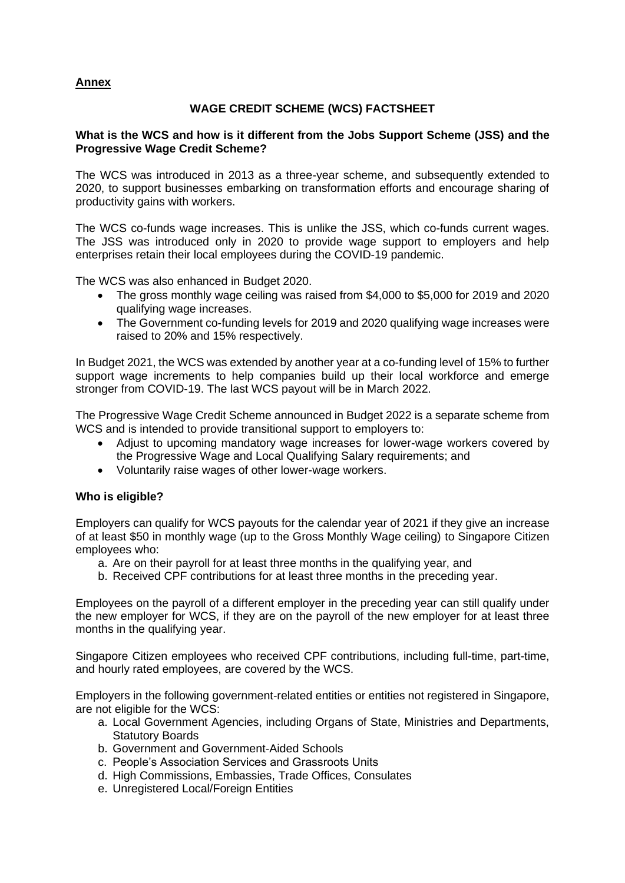**Annex**

## WAGE CREDIT SCHEME (WCS) FACTSHEET

### What is the WCS and how is it different from the Jobs Support Scheme (JSS) and the Progressive Wage Credit Scheme?

The WCS was introduced in 2013 as a three-year scheme, and subsequently extended to 2020, to support businesses embarking on transformation efforts and encourage sharing of productivity gains with workers.

The WCS co-funds wage increases. This is unlike the JSS, which co-funds current wages. The JSS was introduced only in 2020 to provide wage support to employers and help enterprises retain their local employees during the COVID-19 pandemic.

The WCS was also enhanced in Budget 2020.

- The gross monthly wage ceiling was raised from $4,000 to $5,000 for 2019 and 2020 qualifying wage increases.
- The Government co-funding levels for 2019 and 2020 qualifying wage increases were raised to 20% and 15% respectively.

In Budget 2021, the WCS was extended by another year at a co-funding level of 15% to further support wage increments to help companies build up their local workforce and emerge stronger from COVID-19. The last WCS payout will be in March 2022.

The Progressive Wage Credit Scheme announced in Budget 2022 is a separate scheme from WCS and is intended to provide transitional support to employers to:

- Adjust to upcoming mandatory wage increases for lower-wage workers covered by the Progressive Wage and Local Qualifying Salary requirements; and
- Voluntarily raise wages of other lower-wage workers.

### Who is eligible?

Employers can qualify for WCS payouts for the calendar year of 2021 if they give an increase of at least $50 in monthly wage (up to the Gross Monthly Wage ceiling) to Singapore Citizen employees who:

a. Are on their payroll for at least three months in the qualifying year, and
b. Received CPF contributions for at least three months in the preceding year.

Employees on the payroll of a different employer in the preceding year can still qualify under the new employer for WCS, if they are on the payroll of the new employer for at least three months in the qualifying year.

Singapore Citizen employees who received CPF contributions, including full-time, part-time, and hourly rated employees, are covered by the WCS.

Employers in the following government-related entities or entities not registered in Singapore, are not eligible for the WCS:

a. Local Government Agencies, including Organs of State, Ministries and Departments, Statutory Boards
b. Government and Government-Aided Schools
c. People's Association Services and Grassroots Units
d. High Commissions, Embassies, Trade Offices, Consulates
e. Unregistered Local/Foreign Entities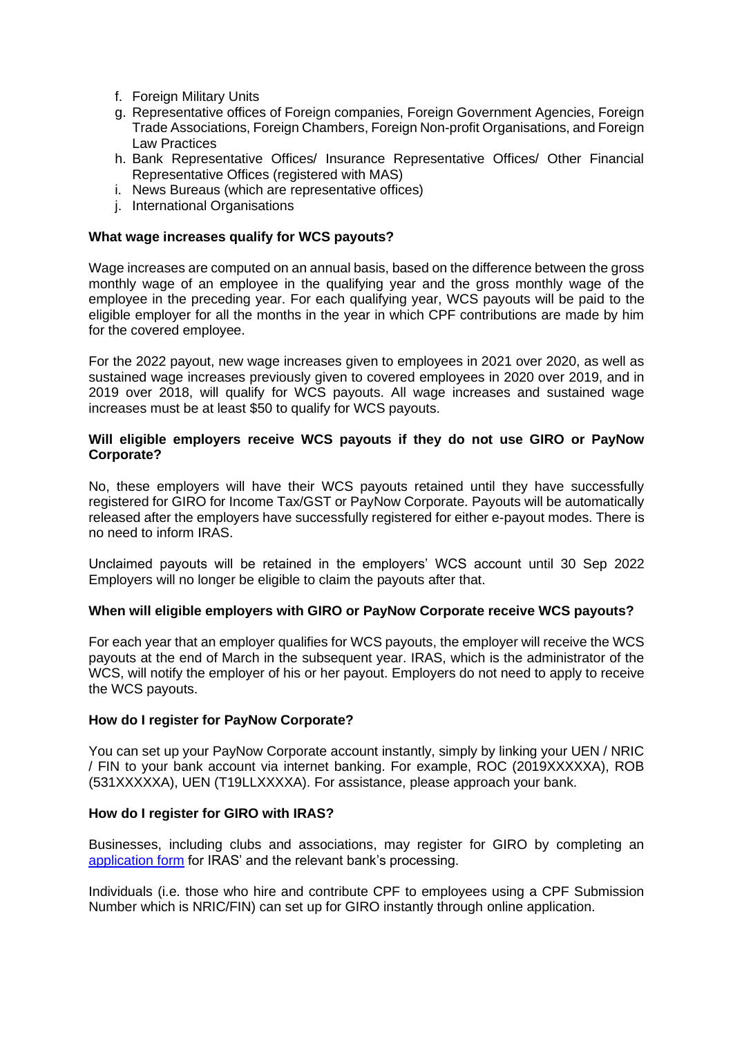f. Foreign Military Units
g. Representative offices of Foreign companies, Foreign Government Agencies, Foreign Trade Associations, Foreign Chambers, Foreign Non-profit Organisations, and Foreign Law Practices
h. Bank Representative Offices/ Insurance Representative Offices/ Other Financial Representative Offices (registered with MAS)
i. News Bureaus (which are representative offices)
j. International Organisations

**What wage increases qualify for WCS payouts?**

Wage increases are computed on an annual basis, based on the difference between the gross monthly wage of an employee in the qualifying year and the gross monthly wage of the employee in the preceding year. For each qualifying year, WCS payouts will be paid to the eligible employer for all the months in the year in which CPF contributions are made by him for the covered employee.

For the 2022 payout, new wage increases given to employees in 2021 over 2020, as well as sustained wage increases previously given to covered employees in 2020 over 2019, and in 2019 over 2018, will qualify for WCS payouts. All wage increases and sustained wage increases must be at least $50 to qualify for WCS payouts.

**Will eligible employers receive WCS payouts if they do not use GIRO or PayNow Corporate?**

No, these employers will have their WCS payouts retained until they have successfully registered for GIRO for Income Tax/GST or PayNow Corporate. Payouts will be automatically released after the employers have successfully registered for either e-payout modes. There is no need to inform IRAS.

Unclaimed payouts will be retained in the employers' WCS account until 30 Sep 2022 Employers will no longer be eligible to claim the payouts after that.

**When will eligible employers with GIRO or PayNow Corporate receive WCS payouts?**

For each year that an employer qualifies for WCS payouts, the employer will receive the WCS payouts at the end of March in the subsequent year. IRAS, which is the administrator of the WCS, will notify the employer of his or her payout. Employers do not need to apply to receive the WCS payouts.

**How do I register for PayNow Corporate?**

You can set up your PayNow Corporate account instantly, simply by linking your UEN / NRIC / FIN to your bank account via internet banking. For example, ROC (2019XXXXXA), ROB (531XXXXXA), UEN (T19LLXXXXA). For assistance, please approach your bank.

**How do I register for GIRO with IRAS?**

Businesses, including clubs and associations, may register for GIRO by completing an application form for IRAS' and the relevant bank's processing.

Individuals (i.e. those who hire and contribute CPF to employees using a CPF Submission Number which is NRIC/FIN) can set up for GIRO instantly through online application.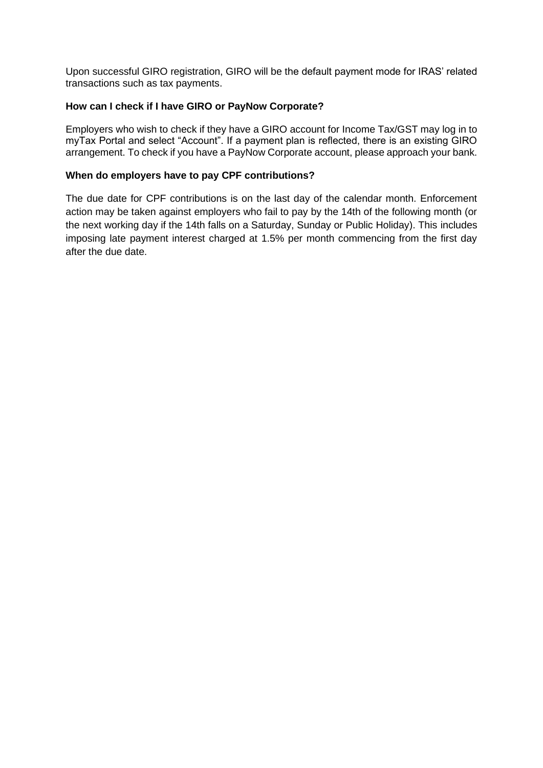Upon successful GIRO registration, GIRO will be the default payment mode for IRAS' related transactions such as tax payments.

**How can I check if I have GIRO or PayNow Corporate?**

Employers who wish to check if they have a GIRO account for Income Tax/GST may log in to myTax Portal and select "Account". If a payment plan is reflected, there is an existing GIRO arrangement. To check if you have a PayNow Corporate account, please approach your bank.

**When do employers have to pay CPF contributions?**

The due date for CPF contributions is on the last day of the calendar month. Enforcement action may be taken against employers who fail to pay by the 14th of the following month (or the next working day if the 14th falls on a Saturday, Sunday or Public Holiday). This includes imposing late payment interest charged at 1.5% per month commencing from the first day after the due date.